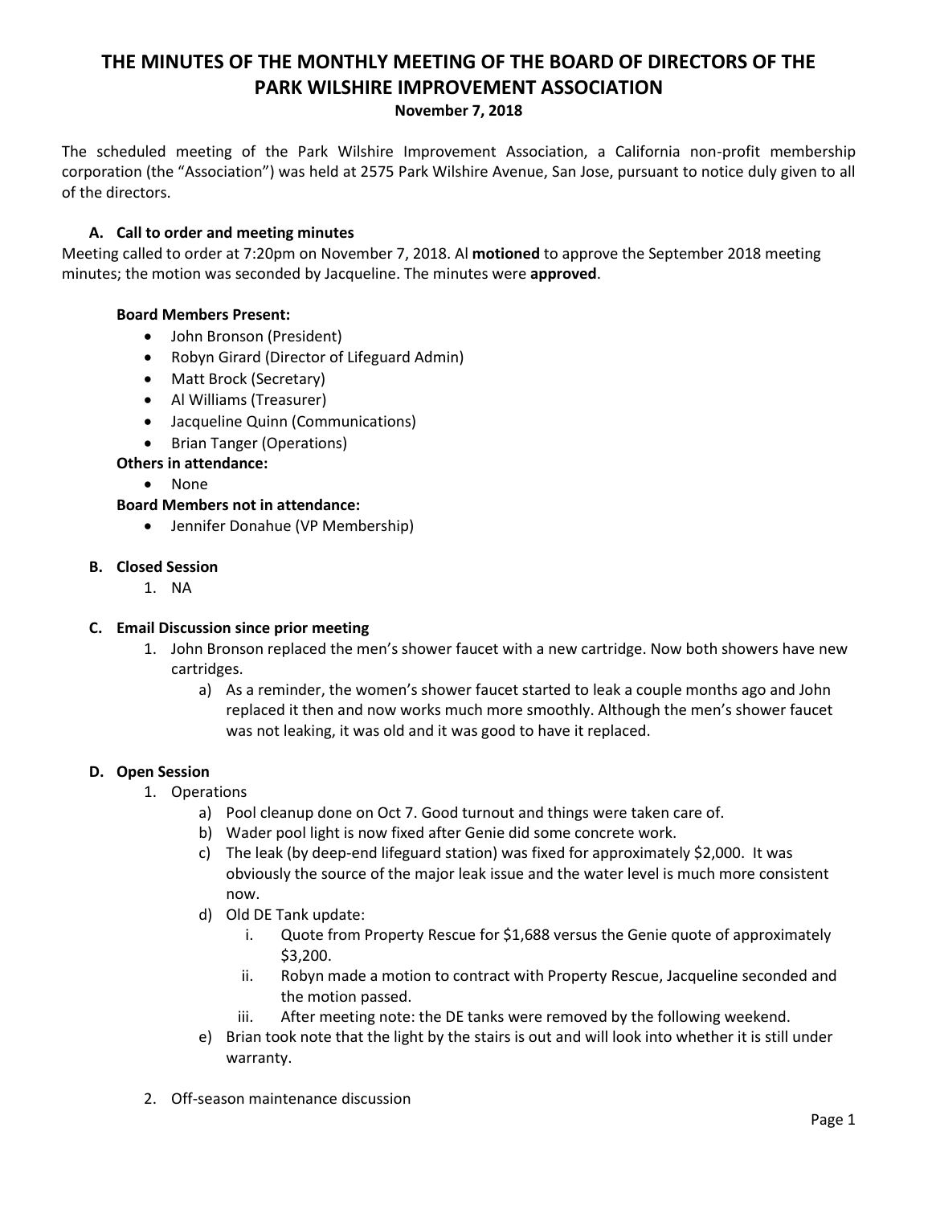# THE MINUTES OF THE MONTHLY MEETING OF THE BOARD OF DIRECTORS OF THE PARK WILSHIRE IMPROVEMENT ASSOCIATION

**November 7, 2018**

The scheduled meeting of the Park Wilshire Improvement Association, a California non-profit membership corporation (the "Association") was held at 2575 Park Wilshire Avenue, San Jose, pursuant to notice duly given to all of the directors.

### A. Call to order and meeting minutes

Meeting called to order at 7:20pm on November 7, 2018. Al **motioned** to approve the September 2018 meeting minutes; the motion was seconded by Jacqueline. The minutes were **approved**.

**Board Members Present:**

- John Bronson (President)
- Robyn Girard (Director of Lifeguard Admin)
- Matt Brock (Secretary)
- Al Williams (Treasurer)
- Jacqueline Quinn (Communications)
- Brian Tanger (Operations)

**Others in attendance:**

- None

**Board Members not in attendance:**

- Jennifer Donahue (VP Membership)

### B. Closed Session

1. NA

### C. Email Discussion since prior meeting

1. John Bronson replaced the men's shower faucet with a new cartridge. Now both showers have new cartridges.
   a) As a reminder, the women's shower faucet started to leak a couple months ago and John replaced it then and now works much more smoothly. Although the men's shower faucet was not leaking, it was old and it was good to have it replaced.

### D. Open Session

1. Operations
   a) Pool cleanup done on Oct 7. Good turnout and things were taken care of.
   b) Wader pool light is now fixed after Genie did some concrete work.
   c) The leak (by deep-end lifeguard station) was fixed for approximately $2,000. It was obviously the source of the major leak issue and the water level is much more consistent now.
   d) Old DE Tank update:
      i. Quote from Property Rescue for $1,688 versus the Genie quote of approximately $3,200.
      ii. Robyn made a motion to contract with Property Rescue, Jacqueline seconded and the motion passed.
      iii. After meeting note: the DE tanks were removed by the following weekend.
   e) Brian took note that the light by the stairs is out and will look into whether it is still under warranty.

2. Off-season maintenance discussion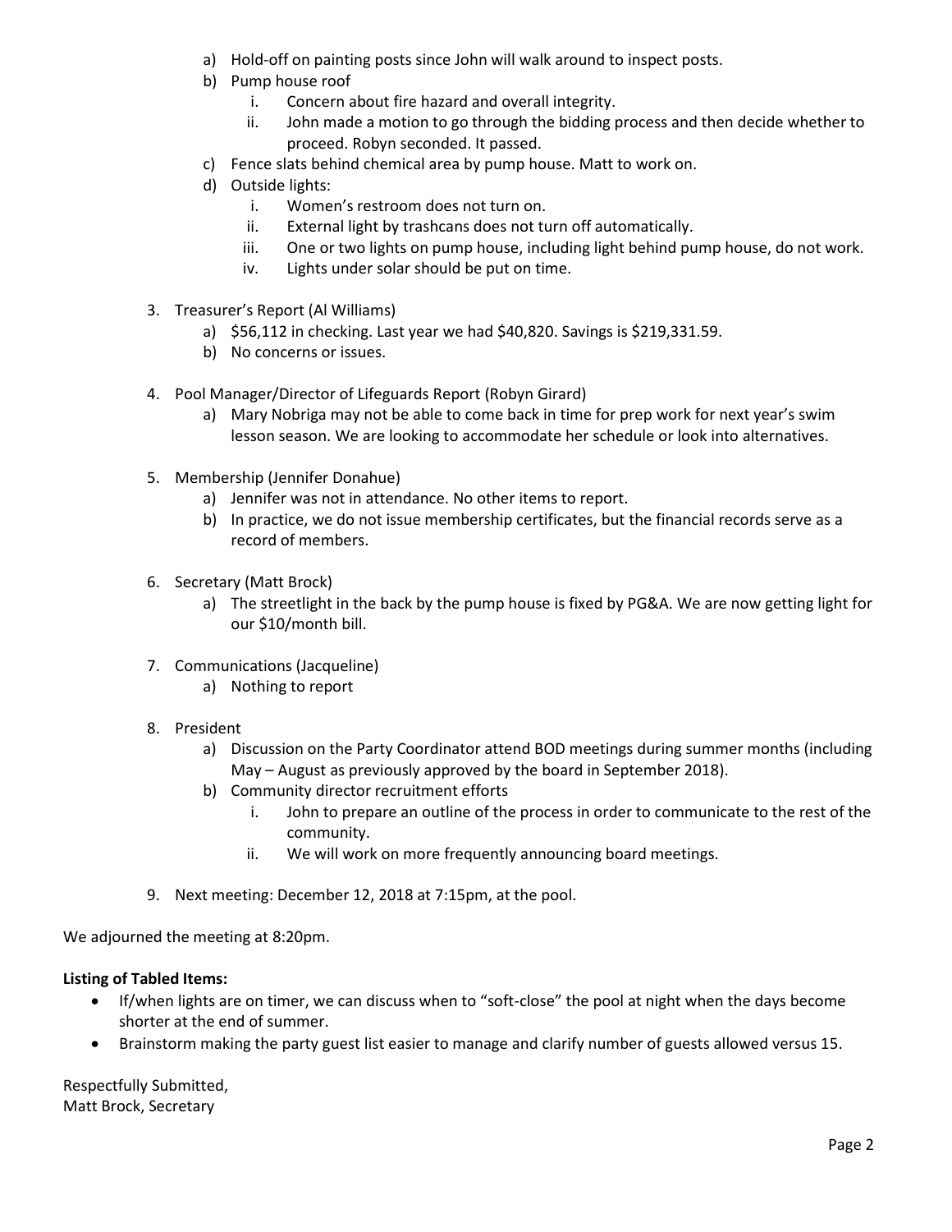a) Hold-off on painting posts since John will walk around to inspect posts.
   b) Pump house roof
      i. Concern about fire hazard and overall integrity.
      ii. John made a motion to go through the bidding process and then decide whether to proceed. Robyn seconded. It passed.
   c) Fence slats behind chemical area by pump house. Matt to work on.
   d) Outside lights:
      i. Women's restroom does not turn on.
      ii. External light by trashcans does not turn off automatically.
      iii. One or two lights on pump house, including light behind pump house, do not work.
      iv. Lights under solar should be put on time.

3. Treasurer's Report (Al Williams)
   a) $56,112 in checking. Last year we had $40,820. Savings is $219,331.59.
   b) No concerns or issues.

4. Pool Manager/Director of Lifeguards Report (Robyn Girard)
   a) Mary Nobriga may not be able to come back in time for prep work for next year's swim lesson season. We are looking to accommodate her schedule or look into alternatives.

5. Membership (Jennifer Donahue)
   a) Jennifer was not in attendance. No other items to report.
   b) In practice, we do not issue membership certificates, but the financial records serve as a record of members.

6. Secretary (Matt Brock)
   a) The streetlight in the back by the pump house is fixed by PG&A. We are now getting light for our $10/month bill.

7. Communications (Jacqueline)
   a) Nothing to report

8. President
   a) Discussion on the Party Coordinator attend BOD meetings during summer months (including May – August as previously approved by the board in September 2018).
   b) Community director recruitment efforts
      i. John to prepare an outline of the process in order to communicate to the rest of the community.
      ii. We will work on more frequently announcing board meetings.

9. Next meeting: December 12, 2018 at 7:15pm, at the pool.

We adjourned the meeting at 8:20pm.

**Listing of Tabled Items:**

- If/when lights are on timer, we can discuss when to "soft-close" the pool at night when the days become shorter at the end of summer.
- Brainstorm making the party guest list easier to manage and clarify number of guests allowed versus 15.

Respectfully Submitted,
Matt Brock, Secretary